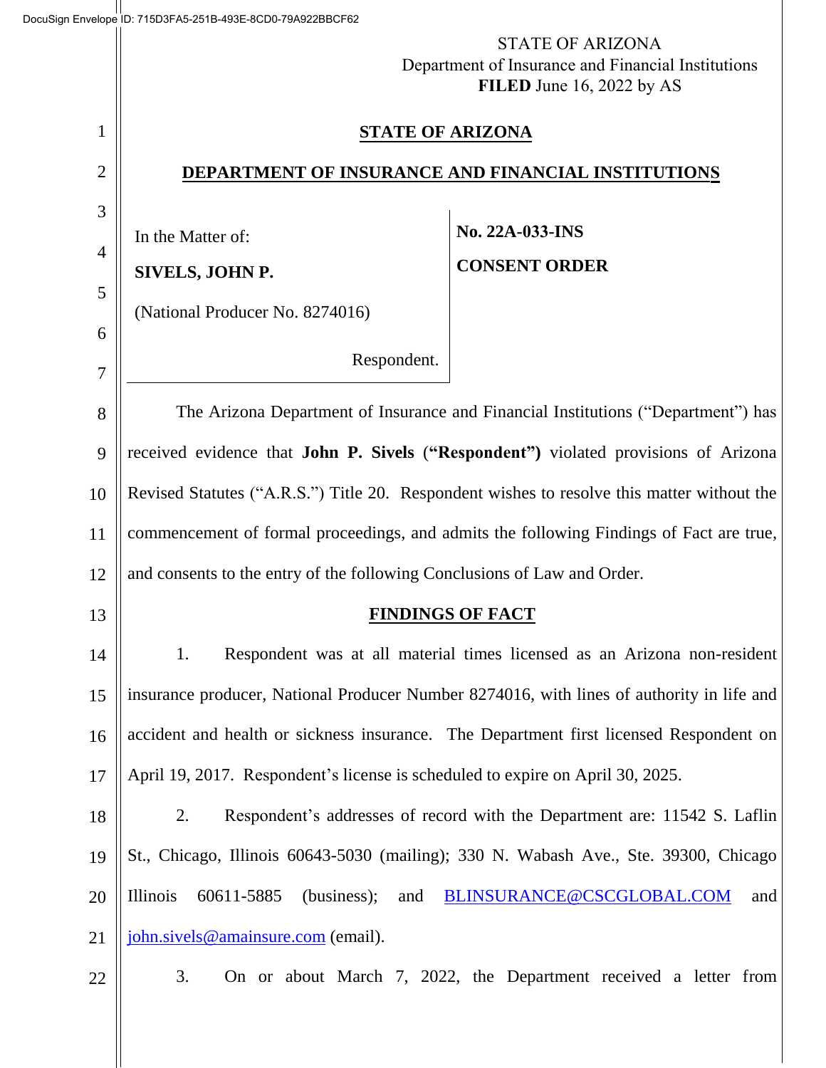STATE OF ARIZONA
Department of Insurance and Financial Institutions
**FILED** June 16, 2022 by AS

# STATE OF ARIZONA

## DEPARTMENT OF INSURANCE AND FINANCIAL INSTITUTIONS

| In the Matter of: | No. 22A-033-INS |
| --- | --- |
| **SIVELS, JOHN P.** | **CONSENT ORDER** |
| (National Producer No. 8274016) | |
| Respondent. | |

The Arizona Department of Insurance and Financial Institutions ("Department") has received evidence that **John P. Sivels** (**"Respondent")** violated provisions of Arizona Revised Statutes ("A.R.S.") Title 20. Respondent wishes to resolve this matter without the commencement of formal proceedings, and admits the following Findings of Fact are true, and consents to the entry of the following Conclusions of Law and Order.

## FINDINGS OF FACT

1. Respondent was at all material times licensed as an Arizona non-resident insurance producer, National Producer Number 8274016, with lines of authority in life and accident and health or sickness insurance. The Department first licensed Respondent on April 19, 2017. Respondent's license is scheduled to expire on April 30, 2025.

2. Respondent's addresses of record with the Department are: 11542 S. Laflin St., Chicago, Illinois 60643-5030 (mailing); 330 N. Wabash Ave., Ste. 39300, Chicago Illinois 60611-5885 (business); and BLINSURANCE@CSCGLOBAL.COM and john.sivels@amainsure.com (email).

3. On or about March 7, 2022, the Department received a letter from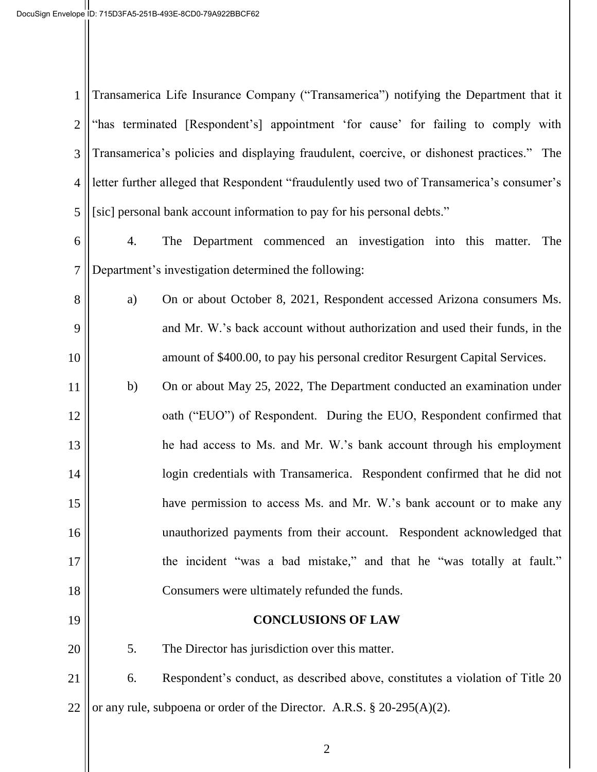Transamerica Life Insurance Company ("Transamerica") notifying the Department that it "has terminated [Respondent's] appointment 'for cause' for failing to comply with Transamerica's policies and displaying fraudulent, coercive, or dishonest practices." The letter further alleged that Respondent "fraudulently used two of Transamerica's consumer's [sic] personal bank account information to pay for his personal debts."

4. The Department commenced an investigation into this matter. The Department's investigation determined the following:

a) On or about October 8, 2021, Respondent accessed Arizona consumers Ms. and Mr. W.'s back account without authorization and used their funds, in the amount of $400.00, to pay his personal creditor Resurgent Capital Services.

b) On or about May 25, 2022, The Department conducted an examination under oath ("EUO") of Respondent. During the EUO, Respondent confirmed that he had access to Ms. and Mr. W.'s bank account through his employment login credentials with Transamerica. Respondent confirmed that he did not have permission to access Ms. and Mr. W.'s bank account or to make any unauthorized payments from their account. Respondent acknowledged that the incident "was a bad mistake," and that he "was totally at fault." Consumers were ultimately refunded the funds.

**CONCLUSIONS OF LAW**

5. The Director has jurisdiction over this matter.

6. Respondent's conduct, as described above, constitutes a violation of Title 20 or any rule, subpoena or order of the Director. A.R.S. § 20-295(A)(2).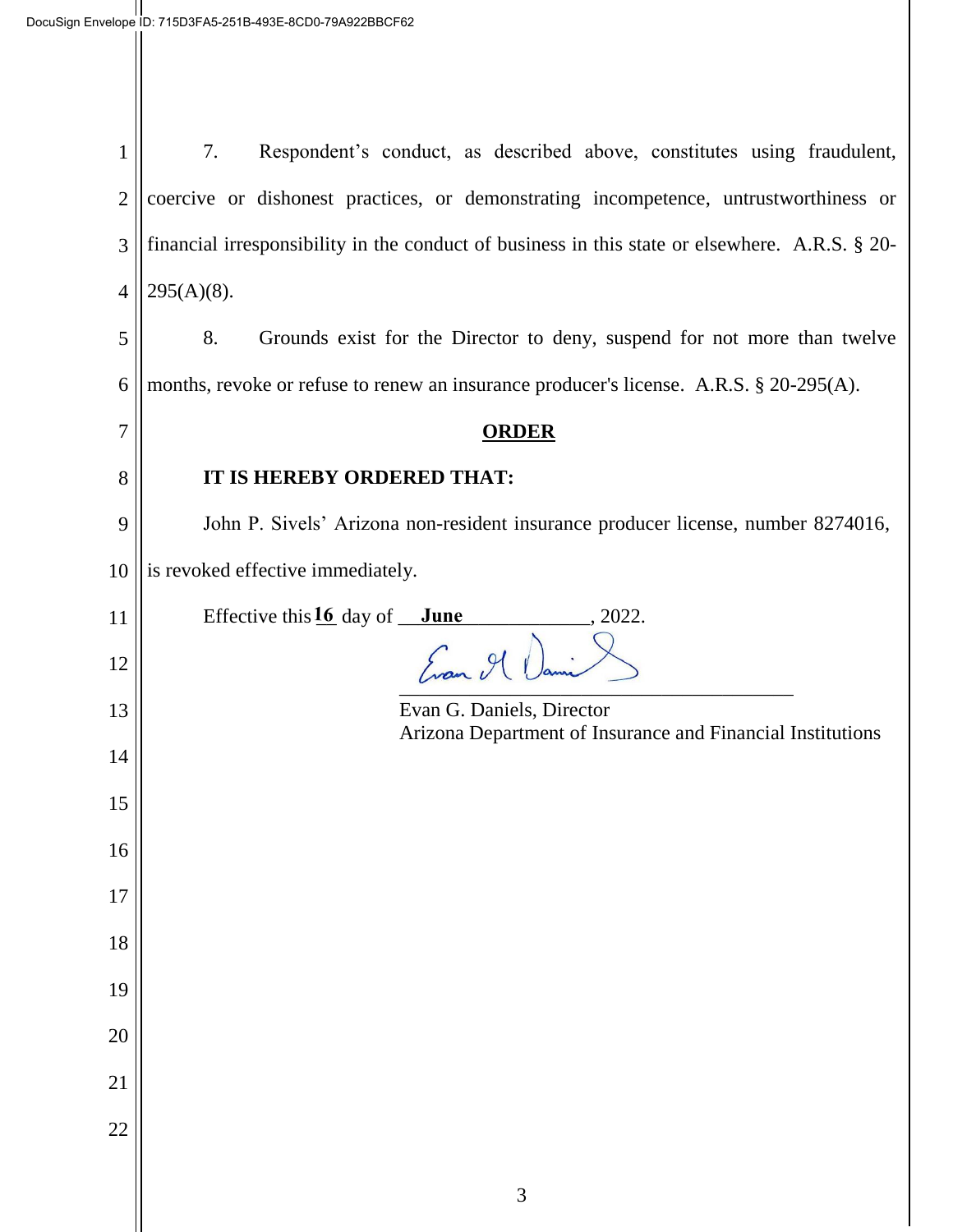7. Respondent's conduct, as described above, constitutes using fraudulent, coercive or dishonest practices, or demonstrating incompetence, untrustworthiness or financial irresponsibility in the conduct of business in this state or elsewhere. A.R.S. § 20-295(A)(8).

8. Grounds exist for the Director to deny, suspend for not more than twelve months, revoke or refuse to renew an insurance producer's license. A.R.S. § 20-295(A).

## ORDER

**IT IS HEREBY ORDERED THAT:**

John P. Sivels' Arizona non-resident insurance producer license, number 8274016, is revoked effective immediately.

Effective this **16** day of **June**, 2022.

Evan G. Daniels, Director
Arizona Department of Insurance and Financial Institutions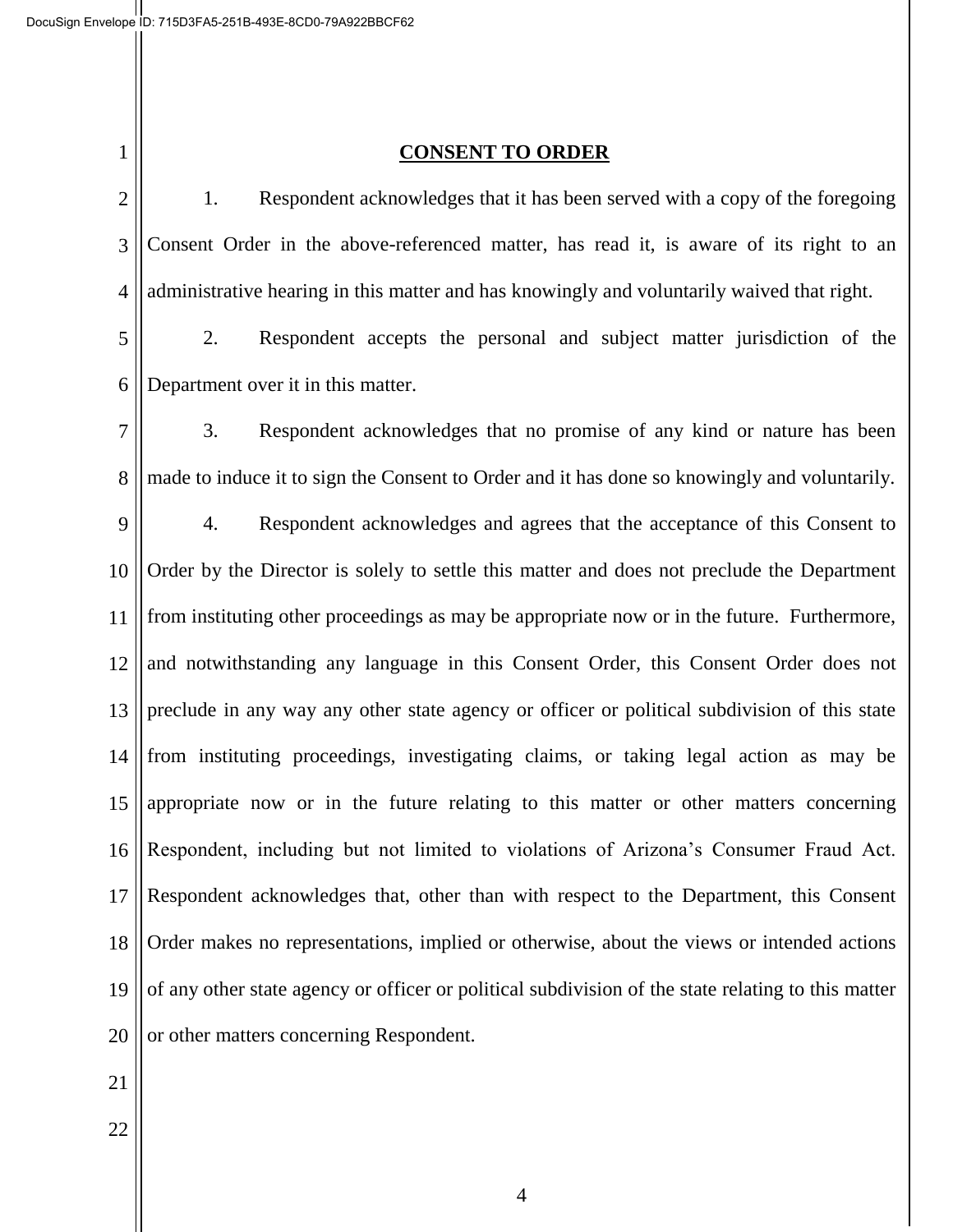**CONSENT TO ORDER**

1. Respondent acknowledges that it has been served with a copy of the foregoing Consent Order in the above-referenced matter, has read it, is aware of its right to an administrative hearing in this matter and has knowingly and voluntarily waived that right.

2. Respondent accepts the personal and subject matter jurisdiction of the Department over it in this matter.

3. Respondent acknowledges that no promise of any kind or nature has been made to induce it to sign the Consent to Order and it has done so knowingly and voluntarily.

4. Respondent acknowledges and agrees that the acceptance of this Consent to Order by the Director is solely to settle this matter and does not preclude the Department from instituting other proceedings as may be appropriate now or in the future. Furthermore, and notwithstanding any language in this Consent Order, this Consent Order does not preclude in any way any other state agency or officer or political subdivision of this state from instituting proceedings, investigating claims, or taking legal action as may be appropriate now or in the future relating to this matter or other matters concerning Respondent, including but not limited to violations of Arizona's Consumer Fraud Act. Respondent acknowledges that, other than with respect to the Department, this Consent Order makes no representations, implied or otherwise, about the views or intended actions of any other state agency or officer or political subdivision of the state relating to this matter or other matters concerning Respondent.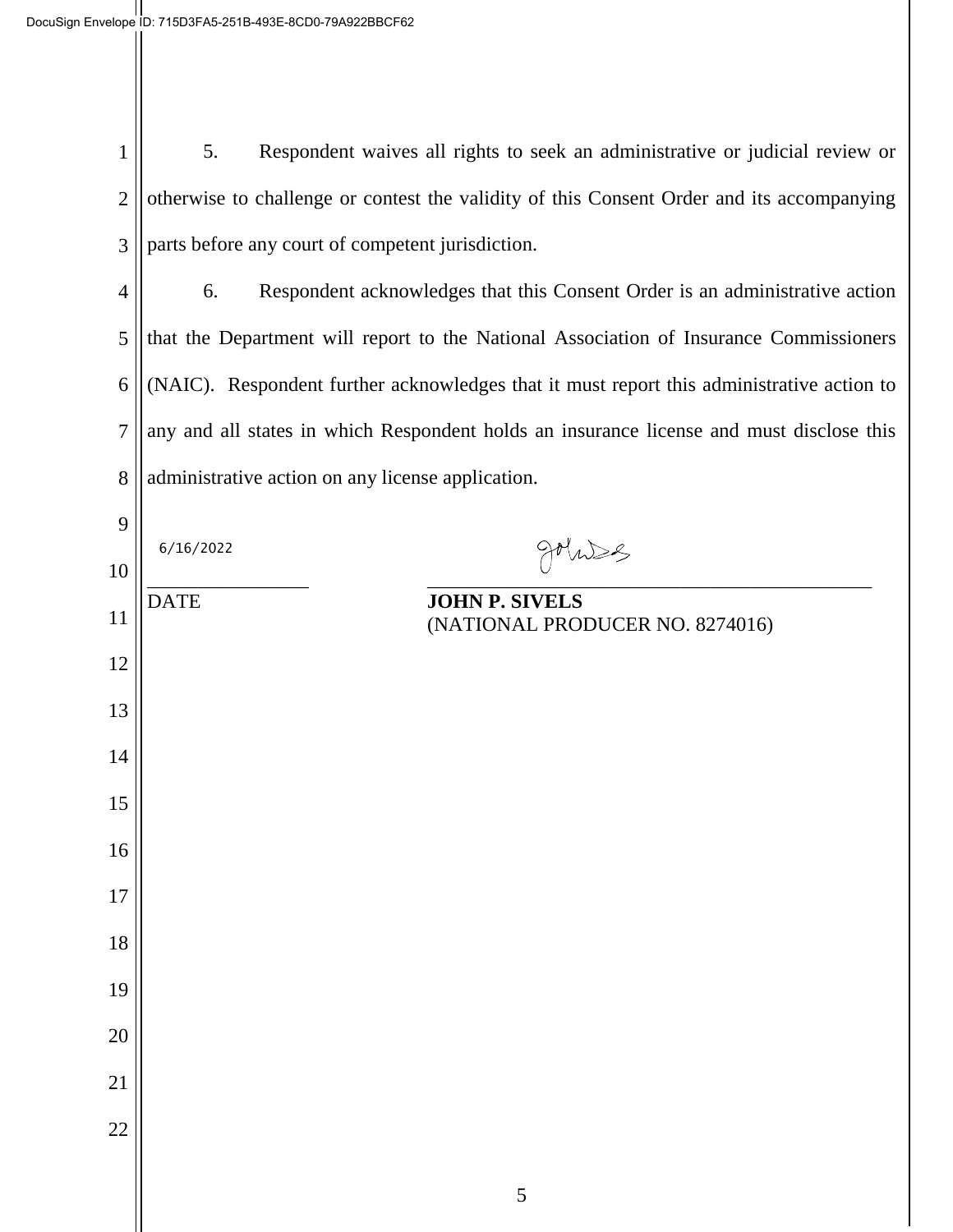5. Respondent waives all rights to seek an administrative or judicial review or otherwise to challenge or contest the validity of this Consent Order and its accompanying parts before any court of competent jurisdiction.

6. Respondent acknowledges that this Consent Order is an administrative action that the Department will report to the National Association of Insurance Commissioners (NAIC). Respondent further acknowledges that it must report this administrative action to any and all states in which Respondent holds an insurance license and must disclose this administrative action on any license application.

6/16/2022

DATE

**JOHN P. SIVELS**
(NATIONAL PRODUCER NO. 8274016)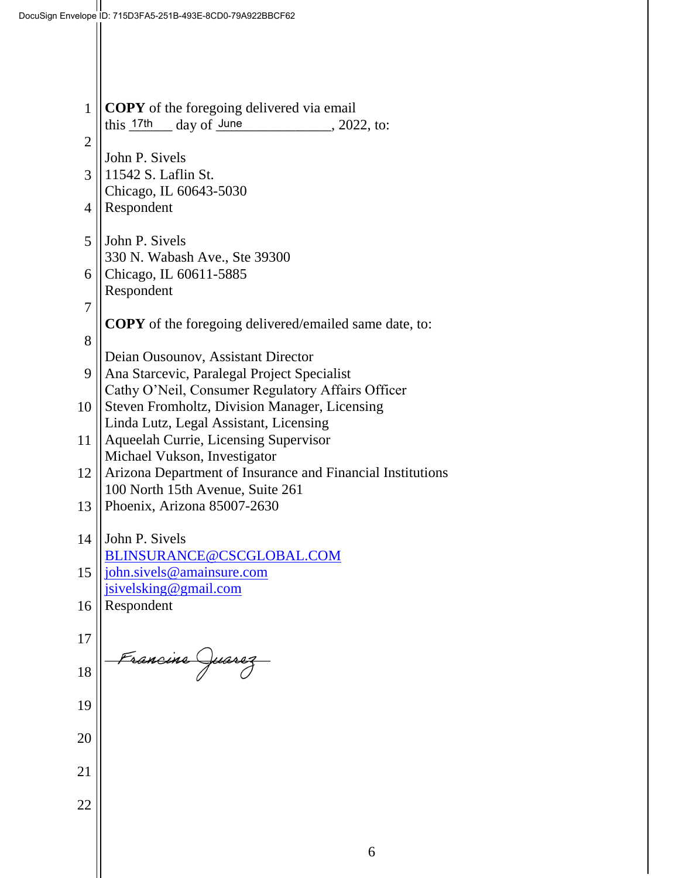**COPY** of the foregoing delivered via email this 17th day of June, 2022, to:

John P. Sivels
11542 S. Laflin St.
Chicago, IL 60643-5030
Respondent

John P. Sivels
330 N. Wabash Ave., Ste 39300
Chicago, IL 60611-5885
Respondent

**COPY** of the foregoing delivered/emailed same date, to:

Deian Ousounov, Assistant Director
Ana Starcevic, Paralegal Project Specialist
Cathy O'Neil, Consumer Regulatory Affairs Officer
Steven Fromholtz, Division Manager, Licensing
Linda Lutz, Legal Assistant, Licensing
Aqueelah Currie, Licensing Supervisor
Michael Vukson, Investigator
Arizona Department of Insurance and Financial Institutions
100 North 15th Avenue, Suite 261
Phoenix, Arizona 85007-2630

John P. Sivels
BLINSURANCE@CSCGLOBAL.COM
john.sivels@amainsure.com
jsivelsking@gmail.com
Respondent

Francine Juarez